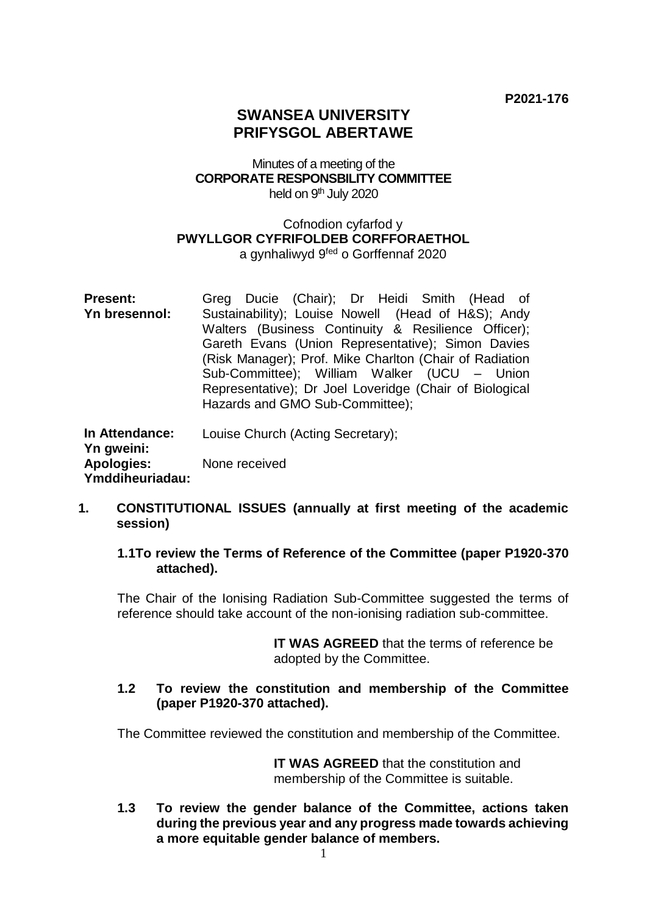**P2021-176**

# SWANSEA UNIVERSITY
# PRIFYSGOL ABERTAWE

Minutes of a meeting of the
**CORPORATE RESPONSBILITY COMMITTEE**
held on 9th July 2020

Cofnodion cyfarfod y
**PWYLLGOR CYFRIFOLDEB CORFFORAETHOL**
a gynhaliwyd 9fed o Gorffennaf 2020

| | |
|---|---|
| **Present:** **Yn bresennol:** | Greg Ducie (Chair); Dr Heidi Smith (Head of Sustainability); Louise Nowell (Head of H&S); Andy Walters (Business Continuity & Resilience Officer); Gareth Evans (Union Representative); Simon Davies (Risk Manager); Prof. Mike Charlton (Chair of Radiation Sub-Committee); William Walker (UCU – Union Representative); Dr Joel Loveridge (Chair of Biological Hazards and GMO Sub-Committee); |
| **In Attendance:** **Yn gweini:** | Louise Church (Acting Secretary); |
| **Apologies:** **Ymddiheuriadau:** | None received |

**1. CONSTITUTIONAL ISSUES (annually at first meeting of the academic session)**

**1.1 To review the Terms of Reference of the Committee (paper P1920-370 attached).**

The Chair of the Ionising Radiation Sub-Committee suggested the terms of reference should take account of the non-ionising radiation sub-committee.

> **IT WAS AGREED** that the terms of reference be adopted by the Committee.

**1.2 To review the constitution and membership of the Committee (paper P1920-370 attached).**

The Committee reviewed the constitution and membership of the Committee.

> **IT WAS AGREED** that the constitution and membership of the Committee is suitable.

**1.3 To review the gender balance of the Committee, actions taken during the previous year and any progress made towards achieving a more equitable gender balance of members.**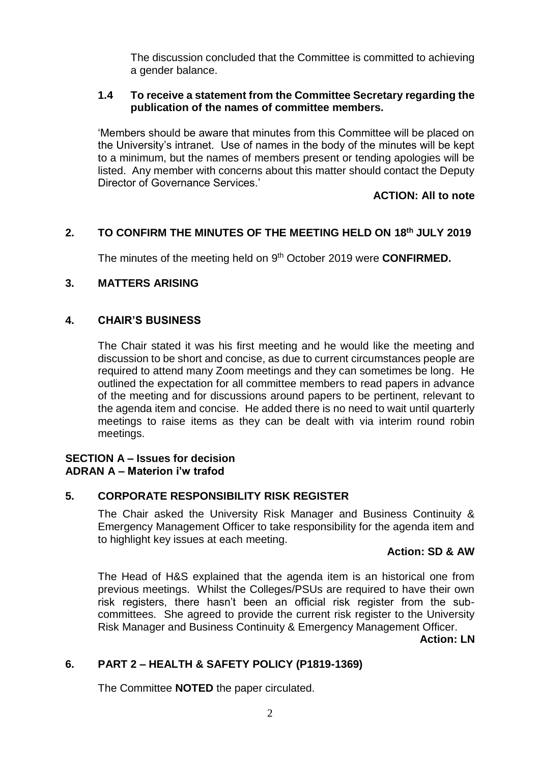The discussion concluded that the Committee is committed to achieving a gender balance.

### 1.4 To receive a statement from the Committee Secretary regarding the publication of the names of committee members.

'Members should be aware that minutes from this Committee will be placed on the University's intranet. Use of names in the body of the minutes will be kept to a minimum, but the names of members present or tending apologies will be listed. Any member with concerns about this matter should contact the Deputy Director of Governance Services.'

**ACTION: All to note**

## 2. TO CONFIRM THE MINUTES OF THE MEETING HELD ON 18th JULY 2019

The minutes of the meeting held on 9th October 2019 were **CONFIRMED.**

## 3. MATTERS ARISING

## 4. CHAIR'S BUSINESS

The Chair stated it was his first meeting and he would like the meeting and discussion to be short and concise, as due to current circumstances people are required to attend many Zoom meetings and they can sometimes be long. He outlined the expectation for all committee members to read papers in advance of the meeting and for discussions around papers to be pertinent, relevant to the agenda item and concise. He added there is no need to wait until quarterly meetings to raise items as they can be dealt with via interim round robin meetings.

**SECTION A – Issues for decision**
**ADRAN A – Materion i'w trafod**

## 5. CORPORATE RESPONSIBILITY RISK REGISTER

The Chair asked the University Risk Manager and Business Continuity & Emergency Management Officer to take responsibility for the agenda item and to highlight key issues at each meeting.

**Action: SD & AW**

The Head of H&S explained that the agenda item is an historical one from previous meetings. Whilst the Colleges/PSUs are required to have their own risk registers, there hasn't been an official risk register from the sub-committees. She agreed to provide the current risk register to the University Risk Manager and Business Continuity & Emergency Management Officer.

**Action: LN**

## 6. PART 2 – HEALTH & SAFETY POLICY (P1819-1369)

The Committee **NOTED** the paper circulated.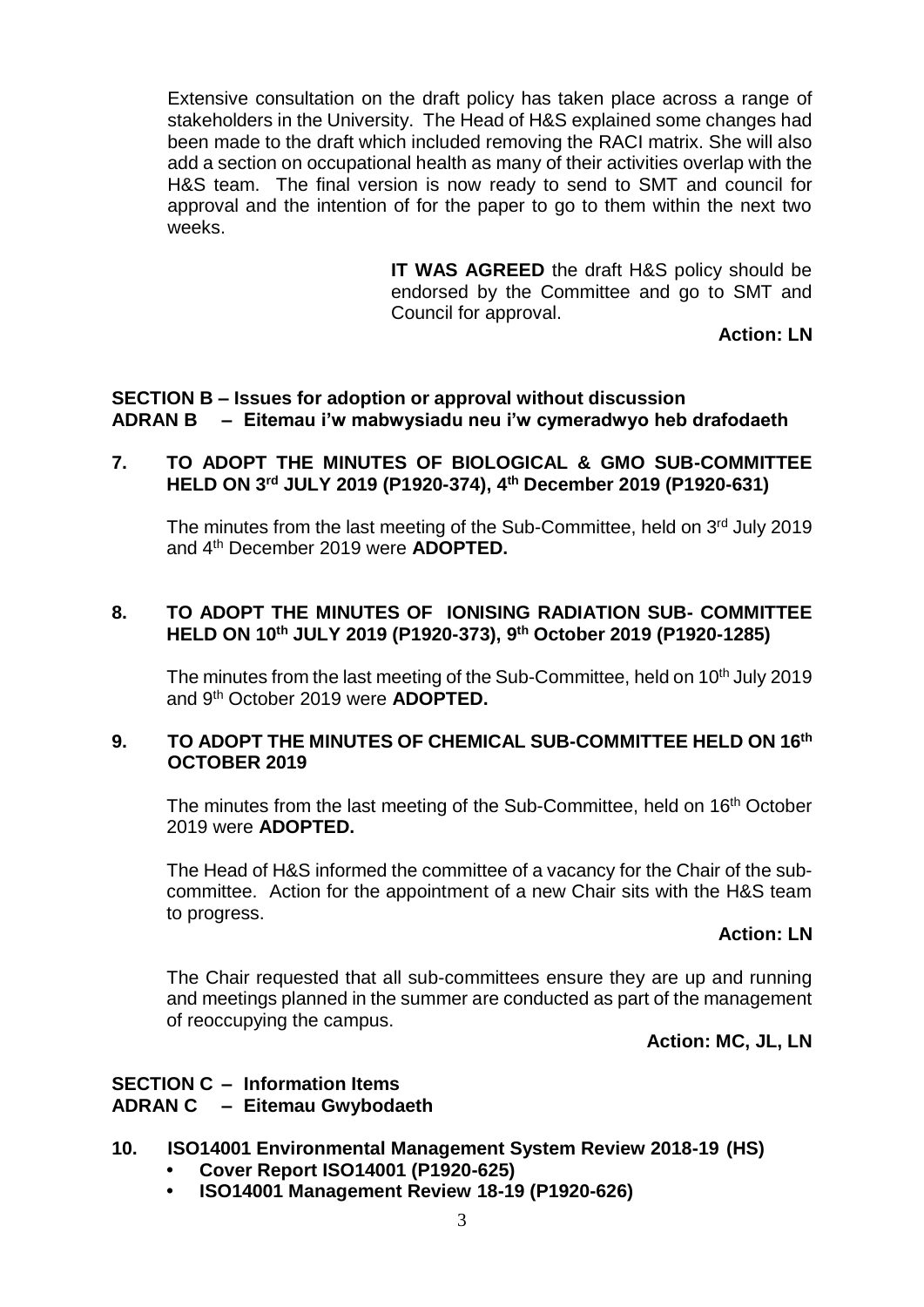Extensive consultation on the draft policy has taken place across a range of stakeholders in the University. The Head of H&S explained some changes had been made to the draft which included removing the RACI matrix. She will also add a section on occupational health as many of their activities overlap with the H&S team. The final version is now ready to send to SMT and council for approval and the intention of for the paper to go to them within the next two weeks.

**IT WAS AGREED** the draft H&S policy should be endorsed by the Committee and go to SMT and Council for approval.

**Action: LN**

## SECTION B – Issues for adoption or approval without discussion
## ADRAN B – Eitemau i'w mabwysiadu neu i'w cymeradwyo heb drafodaeth

### 7. TO ADOPT THE MINUTES OF BIOLOGICAL & GMO SUB-COMMITTEE HELD ON 3rd JULY 2019 (P1920-374), 4th December 2019 (P1920-631)

The minutes from the last meeting of the Sub-Committee, held on 3rd July 2019 and 4th December 2019 were **ADOPTED.**

### 8. TO ADOPT THE MINUTES OF IONISING RADIATION SUB- COMMITTEE HELD ON 10th JULY 2019 (P1920-373), 9th October 2019 (P1920-1285)

The minutes from the last meeting of the Sub-Committee, held on 10th July 2019 and 9th October 2019 were **ADOPTED.**

### 9. TO ADOPT THE MINUTES OF CHEMICAL SUB-COMMITTEE HELD ON 16th OCTOBER 2019

The minutes from the last meeting of the Sub-Committee, held on 16th October 2019 were **ADOPTED.**

The Head of H&S informed the committee of a vacancy for the Chair of the sub-committee. Action for the appointment of a new Chair sits with the H&S team to progress.

**Action: LN**

The Chair requested that all sub-committees ensure they are up and running and meetings planned in the summer are conducted as part of the management of reoccupying the campus.

**Action: MC, JL, LN**

## SECTION C – Information Items
## ADRAN C – Eitemau Gwybodaeth

### 10. ISO14001 Environmental Management System Review 2018-19 (HS)

- **Cover Report ISO14001 (P1920-625)**
- **ISO14001 Management Review 18-19 (P1920-626)**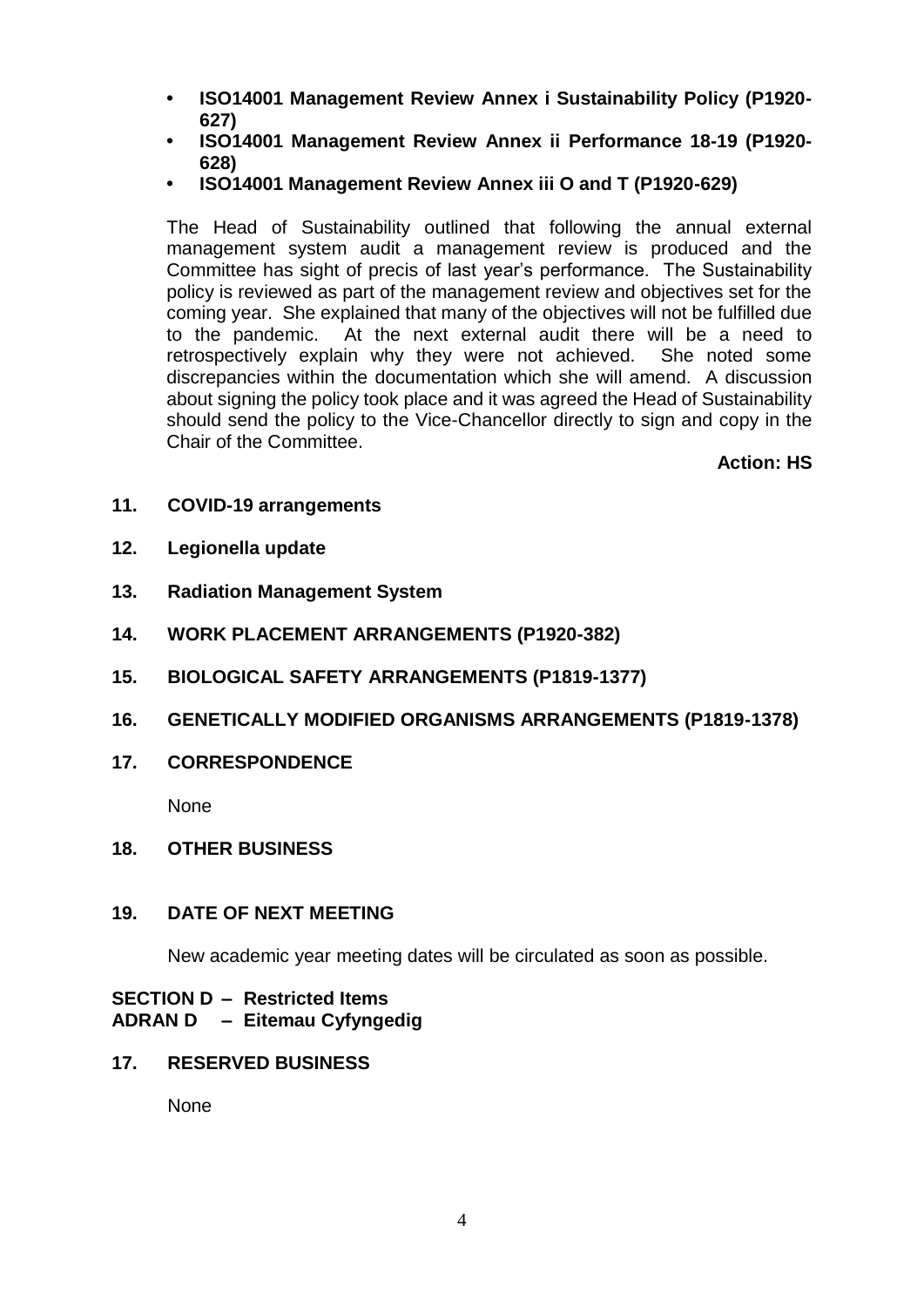- **ISO14001 Management Review Annex i Sustainability Policy (P1920-627)**
- **ISO14001 Management Review Annex ii Performance 18-19 (P1920-628)**
- **ISO14001 Management Review Annex iii O and T (P1920-629)**

The Head of Sustainability outlined that following the annual external management system audit a management review is produced and the Committee has sight of precis of last year's performance. The Sustainability policy is reviewed as part of the management review and objectives set for the coming year. She explained that many of the objectives will not be fulfilled due to the pandemic. At the next external audit there will be a need to retrospectively explain why they were not achieved. She noted some discrepancies within the documentation which she will amend. A discussion about signing the policy took place and it was agreed the Head of Sustainability should send the policy to the Vice-Chancellor directly to sign and copy in the Chair of the Committee.

**Action: HS**

**11. COVID-19 arrangements**

**12. Legionella update**

**13. Radiation Management System**

**14. WORK PLACEMENT ARRANGEMENTS (P1920-382)**

**15. BIOLOGICAL SAFETY ARRANGEMENTS (P1819-1377)**

**16. GENETICALLY MODIFIED ORGANISMS ARRANGEMENTS (P1819-1378)**

**17. CORRESPONDENCE**

None

**18. OTHER BUSINESS**

**19. DATE OF NEXT MEETING**

New academic year meeting dates will be circulated as soon as possible.

**SECTION D – Restricted Items**
**ADRAN D – Eitemau Cyfyngedig**

**17. RESERVED BUSINESS**

None